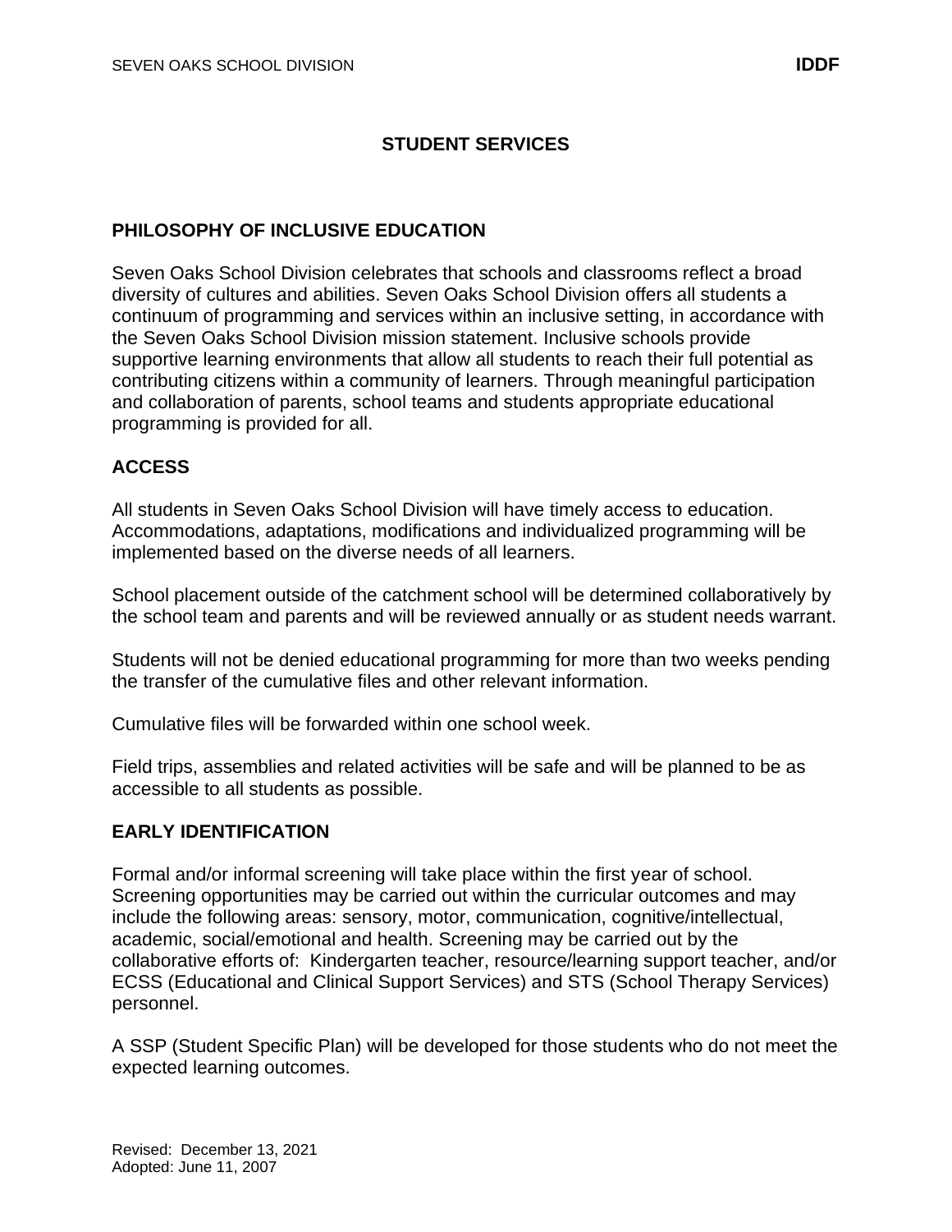# STUDENT SERVICES

## PHILOSOPHY OF INCLUSIVE EDUCATION

Seven Oaks School Division celebrates that schools and classrooms reflect a broad diversity of cultures and abilities. Seven Oaks School Division offers all students a continuum of programming and services within an inclusive setting, in accordance with the Seven Oaks School Division mission statement. Inclusive schools provide supportive learning environments that allow all students to reach their full potential as contributing citizens within a community of learners. Through meaningful participation and collaboration of parents, school teams and students appropriate educational programming is provided for all.

## ACCESS

All students in Seven Oaks School Division will have timely access to education. Accommodations, adaptations, modifications and individualized programming will be implemented based on the diverse needs of all learners.

School placement outside of the catchment school will be determined collaboratively by the school team and parents and will be reviewed annually or as student needs warrant.

Students will not be denied educational programming for more than two weeks pending the transfer of the cumulative files and other relevant information.

Cumulative files will be forwarded within one school week.

Field trips, assemblies and related activities will be safe and will be planned to be as accessible to all students as possible.

## EARLY IDENTIFICATION

Formal and/or informal screening will take place within the first year of school. Screening opportunities may be carried out within the curricular outcomes and may include the following areas: sensory, motor, communication, cognitive/intellectual, academic, social/emotional and health. Screening may be carried out by the collaborative efforts of: Kindergarten teacher, resource/learning support teacher, and/or ECSS (Educational and Clinical Support Services) and STS (School Therapy Services) personnel.

A SSP (Student Specific Plan) will be developed for those students who do not meet the expected learning outcomes.

Revised: December 13, 2021
Adopted: June 11, 2007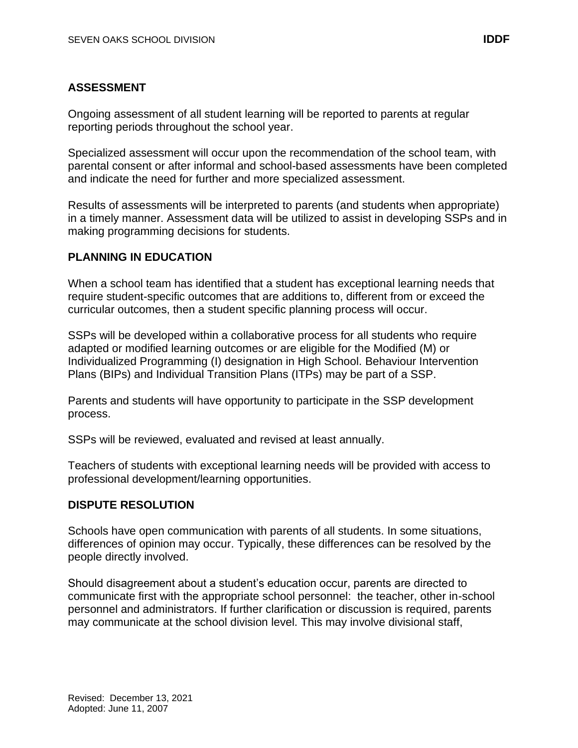## ASSESSMENT

Ongoing assessment of all student learning will be reported to parents at regular reporting periods throughout the school year.

Specialized assessment will occur upon the recommendation of the school team, with parental consent or after informal and school-based assessments have been completed and indicate the need for further and more specialized assessment.

Results of assessments will be interpreted to parents (and students when appropriate) in a timely manner. Assessment data will be utilized to assist in developing SSPs and in making programming decisions for students.

## PLANNING IN EDUCATION

When a school team has identified that a student has exceptional learning needs that require student-specific outcomes that are additions to, different from or exceed the curricular outcomes, then a student specific planning process will occur.

SSPs will be developed within a collaborative process for all students who require adapted or modified learning outcomes or are eligible for the Modified (M) or Individualized Programming (I) designation in High School. Behaviour Intervention Plans (BIPs) and Individual Transition Plans (ITPs) may be part of a SSP.

Parents and students will have opportunity to participate in the SSP development process.

SSPs will be reviewed, evaluated and revised at least annually.

Teachers of students with exceptional learning needs will be provided with access to professional development/learning opportunities.

## DISPUTE RESOLUTION

Schools have open communication with parents of all students. In some situations, differences of opinion may occur. Typically, these differences can be resolved by the people directly involved.

Should disagreement about a student's education occur, parents are directed to communicate first with the appropriate school personnel: the teacher, other in-school personnel and administrators. If further clarification or discussion is required, parents may communicate at the school division level. This may involve divisional staff,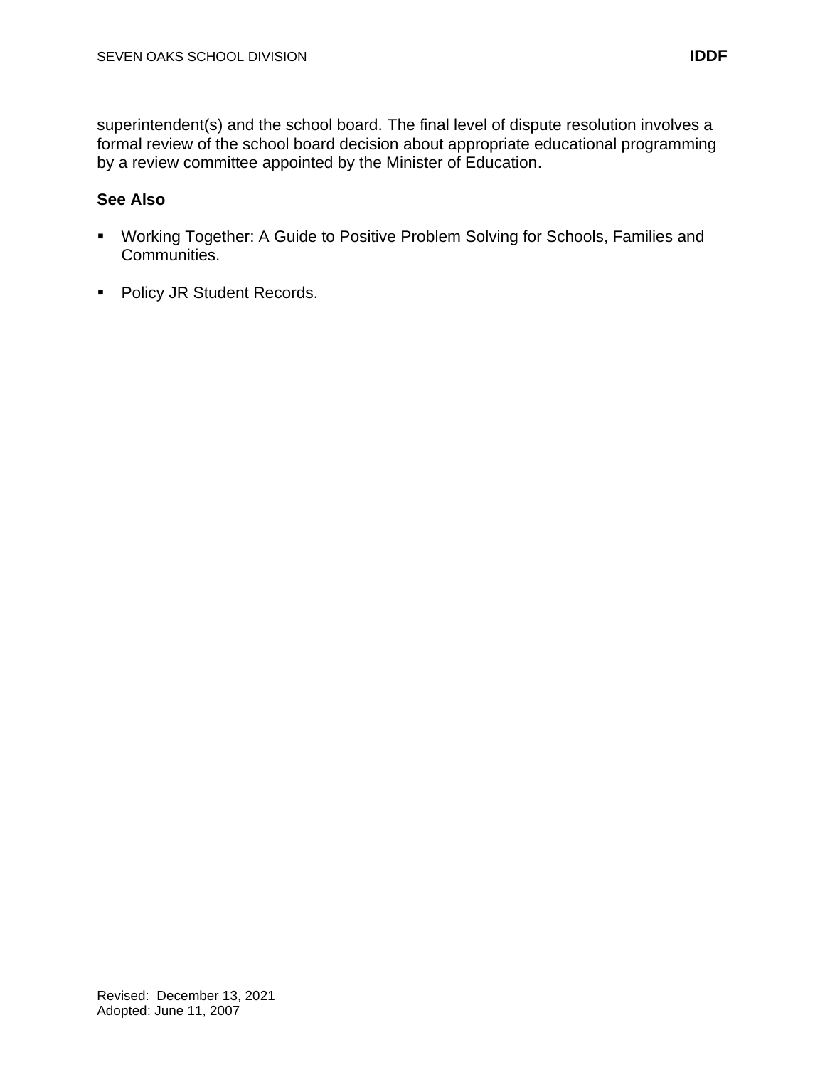superintendent(s) and the school board. The final level of dispute resolution involves a formal review of the school board decision about appropriate educational programming by a review committee appointed by the Minister of Education.

**See Also**

- Working Together: A Guide to Positive Problem Solving for Schools, Families and Communities.
- Policy JR Student Records.

Revised: December 13, 2021
Adopted: June 11, 2007